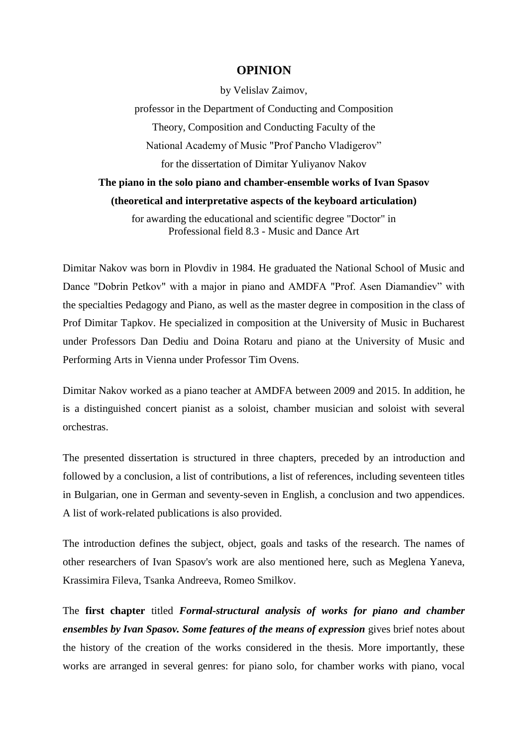# OPINION

by Velislav Zaimov,

professor in the Department of Conducting and Composition

Theory, Composition and Conducting Faculty of the

National Academy of Music "Prof Pancho Vladigerov"

for the dissertation of Dimitar Yuliyanov Nakov

**The piano in the solo piano and chamber-ensemble works of Ivan Spasov**

**(theoretical and interpretative aspects of the keyboard articulation)**

for awarding the educational and scientific degree "Doctor" in Professional field 8.3 - Music and Dance Art

Dimitar Nakov was born in Plovdiv in 1984. He graduated the National School of Music and Dance "Dobrin Petkov" with a major in piano and AMDFA "Prof. Asen Diamandiev" with the specialties Pedagogy and Piano, as well as the master degree in composition in the class of Prof Dimitar Tapkov. He specialized in composition at the University of Music in Bucharest under Professors Dan Dediu and Doina Rotaru and piano at the University of Music and Performing Arts in Vienna under Professor Tim Ovens.

Dimitar Nakov worked as a piano teacher at AMDFA between 2009 and 2015. In addition, he is a distinguished concert pianist as a soloist, chamber musician and soloist with several orchestras.

The presented dissertation is structured in three chapters, preceded by an introduction and followed by a conclusion, a list of contributions, a list of references, including seventeen titles in Bulgarian, one in German and seventy-seven in English, a conclusion and two appendices. A list of work-related publications is also provided.

The introduction defines the subject, object, goals and tasks of the research. The names of other researchers of Ivan Spasov's work are also mentioned here, such as Meglena Yaneva, Krassimira Fileva, Tsanka Andreeva, Romeo Smilkov.

The **first chapter** titled ***Formal-structural analysis of works for piano and chamber ensembles by Ivan Spasov. Some features of the means of expression*** gives brief notes about the history of the creation of the works considered in the thesis. More importantly, these works are arranged in several genres: for piano solo, for chamber works with piano, vocal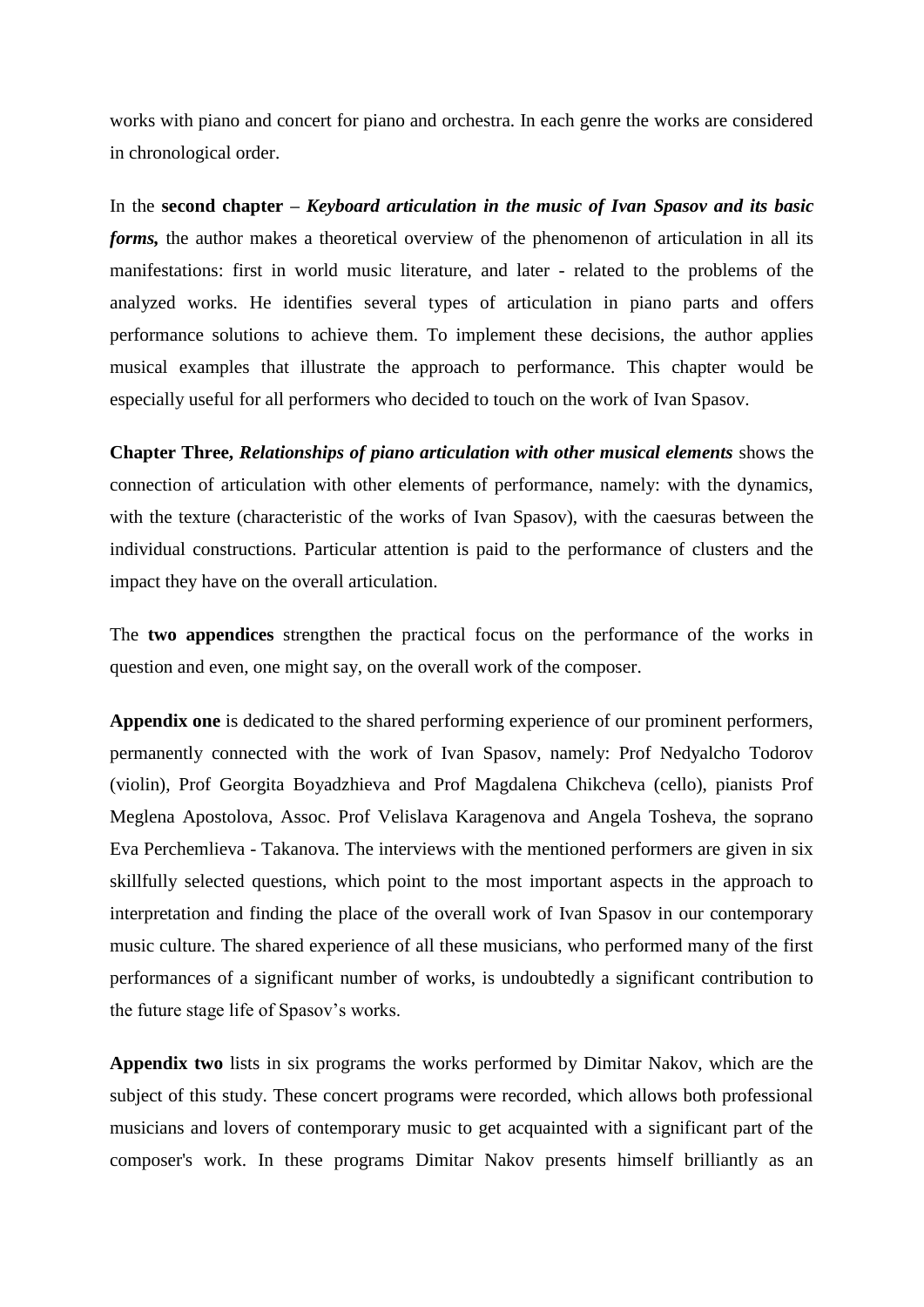works with piano and concert for piano and orchestra. In each genre the works are considered in chronological order.

In the **second chapter** – ***Keyboard articulation in the music of Ivan Spasov and its basic forms,*** the author makes a theoretical overview of the phenomenon of articulation in all its manifestations: first in world music literature, and later - related to the problems of the analyzed works. He identifies several types of articulation in piano parts and offers performance solutions to achieve them. To implement these decisions, the author applies musical examples that illustrate the approach to performance. This chapter would be especially useful for all performers who decided to touch on the work of Ivan Spasov.

**Chapter Three,** ***Relationships of piano articulation with other musical elements*** shows the connection of articulation with other elements of performance, namely: with the dynamics, with the texture (characteristic of the works of Ivan Spasov), with the caesuras between the individual constructions. Particular attention is paid to the performance of clusters and the impact they have on the overall articulation.

The **two appendices** strengthen the practical focus on the performance of the works in question and even, one might say, on the overall work of the composer.

**Appendix one** is dedicated to the shared performing experience of our prominent performers, permanently connected with the work of Ivan Spasov, namely: Prof Nedyalcho Todorov (violin), Prof Georgita Boyadzhieva and Prof Magdalena Chikcheva (cello), pianists Prof Meglena Apostolova, Assoc. Prof Velislava Karagenova and Angela Tosheva, the soprano Eva Perchemlieva - Takanova. The interviews with the mentioned performers are given in six skillfully selected questions, which point to the most important aspects in the approach to interpretation and finding the place of the overall work of Ivan Spasov in our contemporary music culture. The shared experience of all these musicians, who performed many of the first performances of a significant number of works, is undoubtedly a significant contribution to the future stage life of Spasov's works.

**Appendix two** lists in six programs the works performed by Dimitar Nakov, which are the subject of this study. These concert programs were recorded, which allows both professional musicians and lovers of contemporary music to get acquainted with a significant part of the composer's work. In these programs Dimitar Nakov presents himself brilliantly as an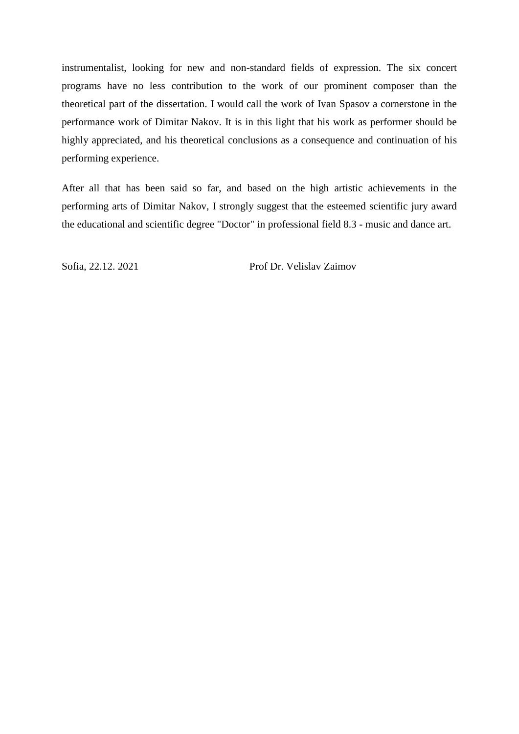instrumentalist, looking for new and non-standard fields of expression. The six concert programs have no less contribution to the work of our prominent composer than the theoretical part of the dissertation. I would call the work of Ivan Spasov a cornerstone in the performance work of Dimitar Nakov. It is in this light that his work as performer should be highly appreciated, and his theoretical conclusions as a consequence and continuation of his performing experience.

After all that has been said so far, and based on the high artistic achievements in the performing arts of Dimitar Nakov, I strongly suggest that the esteemed scientific jury award the educational and scientific degree "Doctor" in professional field 8.3 - music and dance art.

Sofia, 22.12. 2021 Prof Dr. Velislav Zaimov